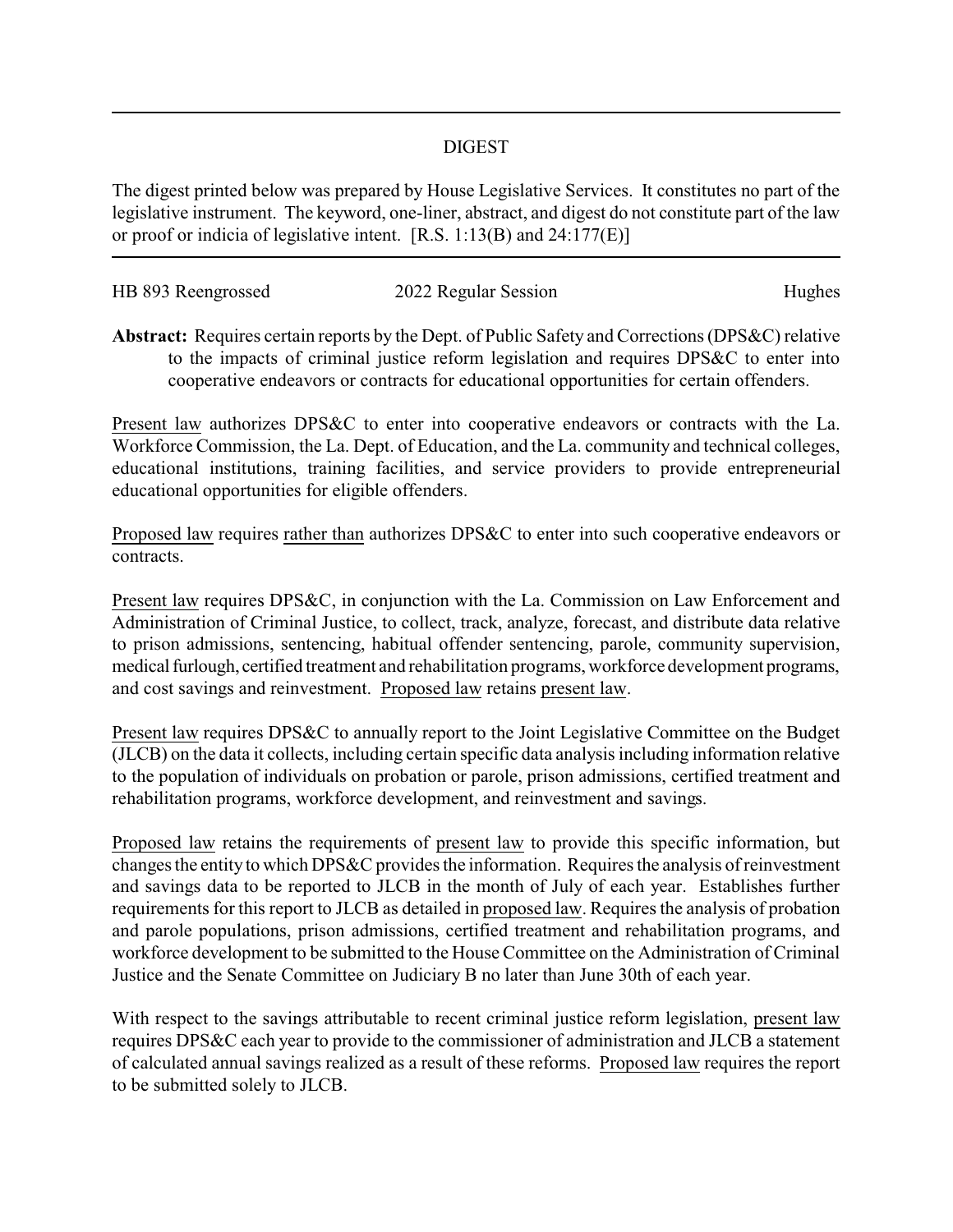## DIGEST

The digest printed below was prepared by House Legislative Services. It constitutes no part of the legislative instrument. The keyword, one-liner, abstract, and digest do not constitute part of the law or proof or indicia of legislative intent. [R.S. 1:13(B) and 24:177(E)]

---

HB 893 Reengrossed — 2022 Regular Session — Hughes

**Abstract:** Requires certain reports by the Dept. of Public Safety and Corrections (DPS&C) relative to the impacts of criminal justice reform legislation and requires DPS&C to enter into cooperative endeavors or contracts for educational opportunities for certain offenders.

Present law authorizes DPS&C to enter into cooperative endeavors or contracts with the La. Workforce Commission, the La. Dept. of Education, and the La. community and technical colleges, educational institutions, training facilities, and service providers to provide entrepreneurial educational opportunities for eligible offenders.

Proposed law requires rather than authorizes DPS&C to enter into such cooperative endeavors or contracts.

Present law requires DPS&C, in conjunction with the La. Commission on Law Enforcement and Administration of Criminal Justice, to collect, track, analyze, forecast, and distribute data relative to prison admissions, sentencing, habitual offender sentencing, parole, community supervision, medical furlough, certified treatment and rehabilitation programs, workforce development programs, and cost savings and reinvestment. Proposed law retains present law.

Present law requires DPS&C to annually report to the Joint Legislative Committee on the Budget (JLCB) on the data it collects, including certain specific data analysis including information relative to the population of individuals on probation or parole, prison admissions, certified treatment and rehabilitation programs, workforce development, and reinvestment and savings.

Proposed law retains the requirements of present law to provide this specific information, but changes the entity to which DPS&C provides the information. Requires the analysis of reinvestment and savings data to be reported to JLCB in the month of July of each year. Establishes further requirements for this report to JLCB as detailed in proposed law. Requires the analysis of probation and parole populations, prison admissions, certified treatment and rehabilitation programs, and workforce development to be submitted to the House Committee on the Administration of Criminal Justice and the Senate Committee on Judiciary B no later than June 30th of each year.

With respect to the savings attributable to recent criminal justice reform legislation, present law requires DPS&C each year to provide to the commissioner of administration and JLCB a statement of calculated annual savings realized as a result of these reforms. Proposed law requires the report to be submitted solely to JLCB.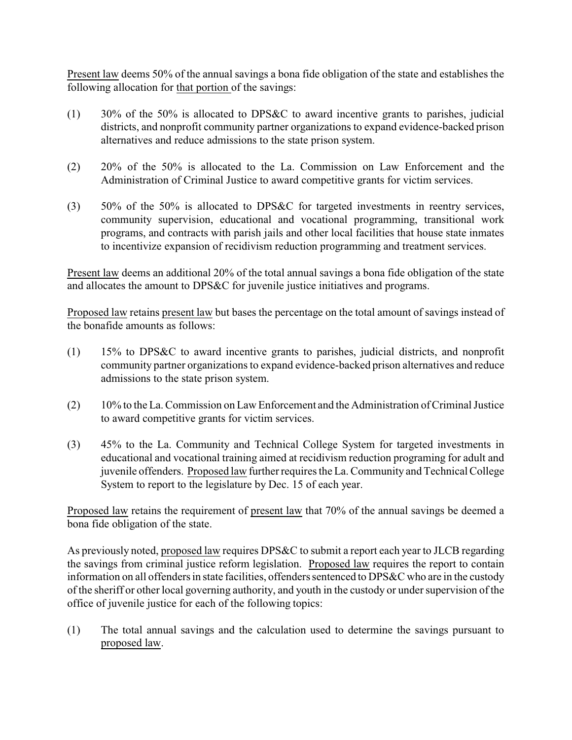Present law deems 50% of the annual savings a bona fide obligation of the state and establishes the following allocation for that portion of the savings:

(1) 30% of the 50% is allocated to DPS&C to award incentive grants to parishes, judicial districts, and nonprofit community partner organizations to expand evidence-backed prison alternatives and reduce admissions to the state prison system.

(2) 20% of the 50% is allocated to the La. Commission on Law Enforcement and the Administration of Criminal Justice to award competitive grants for victim services.

(3) 50% of the 50% is allocated to DPS&C for targeted investments in reentry services, community supervision, educational and vocational programming, transitional work programs, and contracts with parish jails and other local facilities that house state inmates to incentivize expansion of recidivism reduction programming and treatment services.

Present law deems an additional 20% of the total annual savings a bona fide obligation of the state and allocates the amount to DPS&C for juvenile justice initiatives and programs.

Proposed law retains present law but bases the percentage on the total amount of savings instead of the bonafide amounts as follows:

(1) 15% to DPS&C to award incentive grants to parishes, judicial districts, and nonprofit community partner organizations to expand evidence-backed prison alternatives and reduce admissions to the state prison system.

(2) 10% to the La. Commission on Law Enforcement and the Administration of Criminal Justice to award competitive grants for victim services.

(3) 45% to the La. Community and Technical College System for targeted investments in educational and vocational training aimed at recidivism reduction programing for adult and juvenile offenders. Proposed law further requires the La. Community and Technical College System to report to the legislature by Dec. 15 of each year.

Proposed law retains the requirement of present law that 70% of the annual savings be deemed a bona fide obligation of the state.

As previously noted, proposed law requires DPS&C to submit a report each year to JLCB regarding the savings from criminal justice reform legislation. Proposed law requires the report to contain information on all offenders in state facilities, offenders sentenced to DPS&C who are in the custody of the sheriff or other local governing authority, and youth in the custody or under supervision of the office of juvenile justice for each of the following topics:

(1) The total annual savings and the calculation used to determine the savings pursuant to proposed law.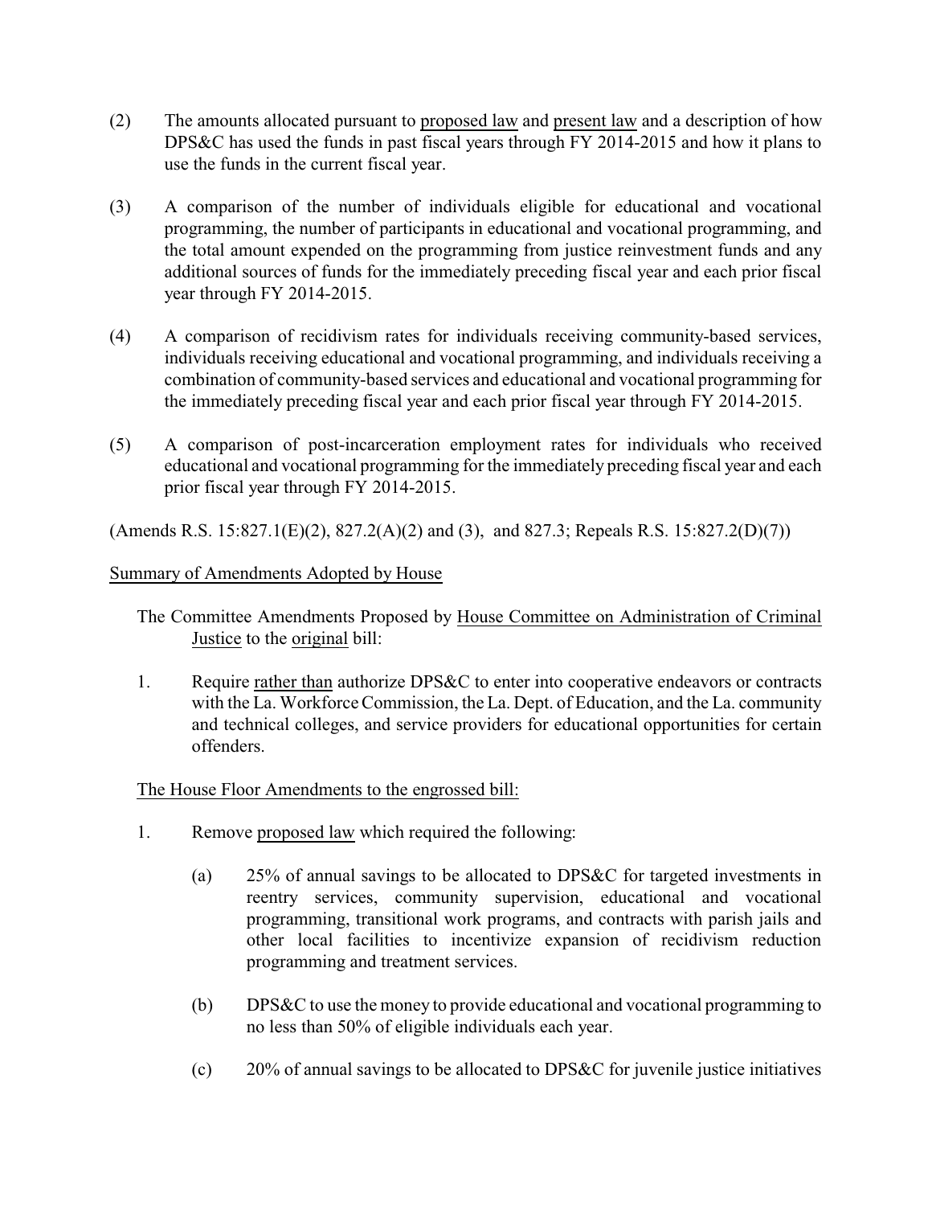(2) The amounts allocated pursuant to proposed law and present law and a description of how DPS&C has used the funds in past fiscal years through FY 2014-2015 and how it plans to use the funds in the current fiscal year.

(3) A comparison of the number of individuals eligible for educational and vocational programming, the number of participants in educational and vocational programming, and the total amount expended on the programming from justice reinvestment funds and any additional sources of funds for the immediately preceding fiscal year and each prior fiscal year through FY 2014-2015.

(4) A comparison of recidivism rates for individuals receiving community-based services, individuals receiving educational and vocational programming, and individuals receiving a combination of community-based services and educational and vocational programming for the immediately preceding fiscal year and each prior fiscal year through FY 2014-2015.

(5) A comparison of post-incarceration employment rates for individuals who received educational and vocational programming for the immediately preceding fiscal year and each prior fiscal year through FY 2014-2015.

(Amends R.S. 15:827.1(E)(2), 827.2(A)(2) and (3), and 827.3; Repeals R.S. 15:827.2(D)(7))

Summary of Amendments Adopted by House

The Committee Amendments Proposed by House Committee on Administration of Criminal Justice to the original bill:

1. Require rather than authorize DPS&C to enter into cooperative endeavors or contracts with the La. Workforce Commission, the La. Dept. of Education, and the La. community and technical colleges, and service providers for educational opportunities for certain offenders.

The House Floor Amendments to the engrossed bill:

1. Remove proposed law which required the following:

   (a) 25% of annual savings to be allocated to DPS&C for targeted investments in reentry services, community supervision, educational and vocational programming, transitional work programs, and contracts with parish jails and other local facilities to incentivize expansion of recidivism reduction programming and treatment services.

   (b) DPS&C to use the money to provide educational and vocational programming to no less than 50% of eligible individuals each year.

   (c) 20% of annual savings to be allocated to DPS&C for juvenile justice initiatives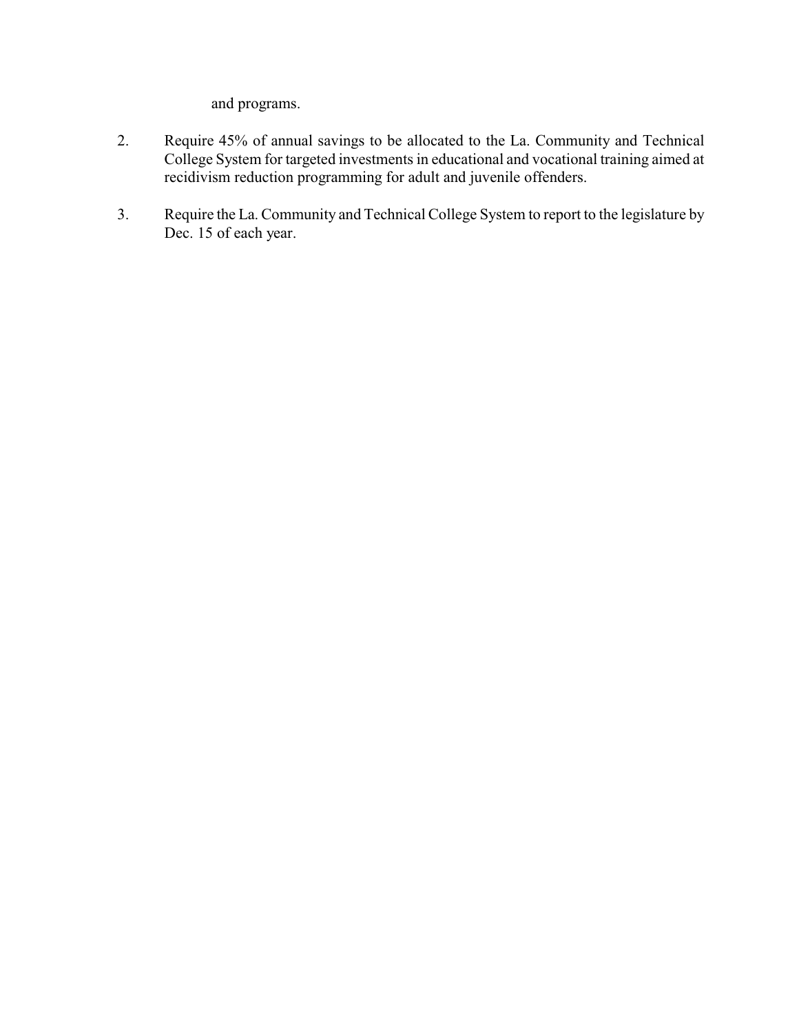and programs.

2. Require 45% of annual savings to be allocated to the La. Community and Technical College System for targeted investments in educational and vocational training aimed at recidivism reduction programming for adult and juvenile offenders.

3. Require the La. Community and Technical College System to report to the legislature by Dec. 15 of each year.